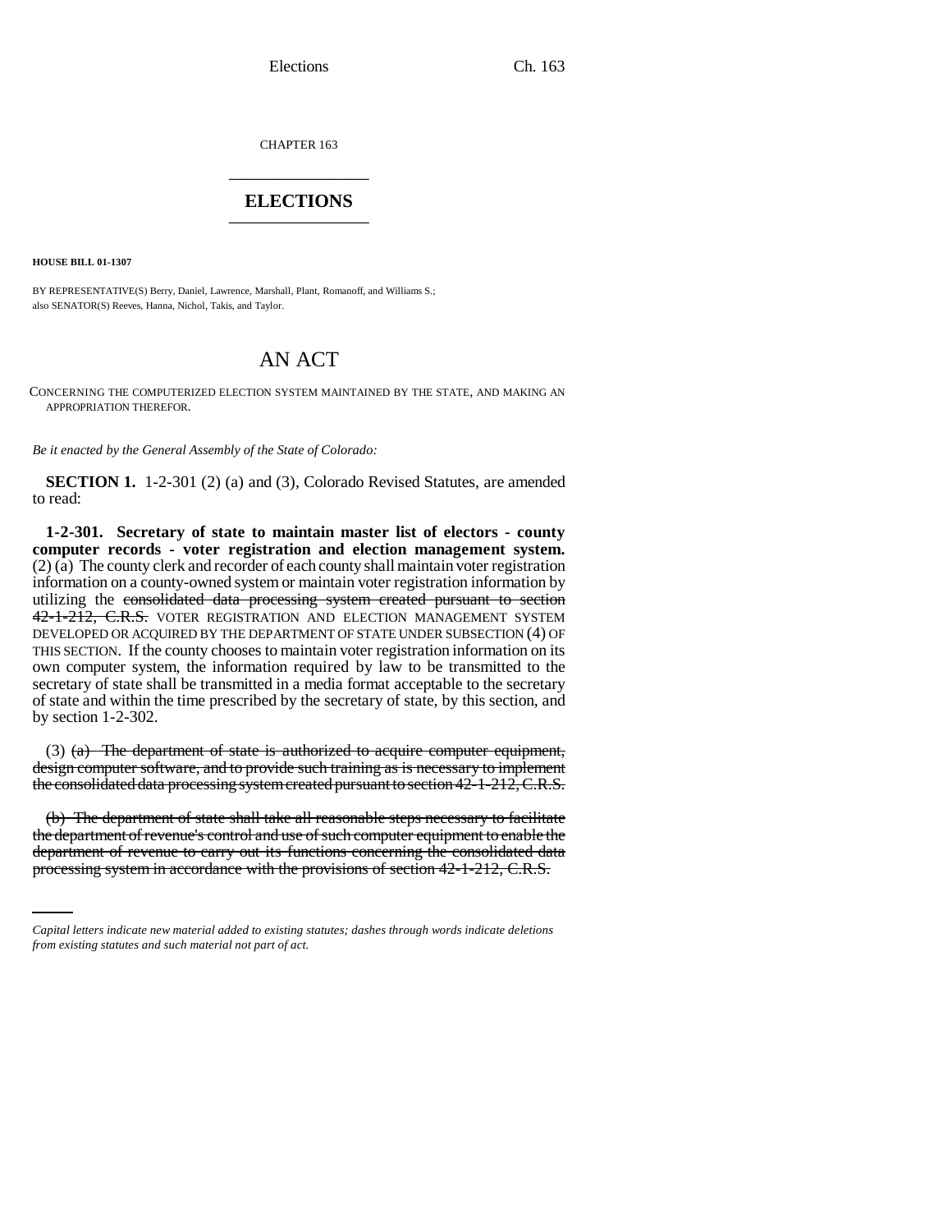CHAPTER 163

---

# ELECTIONS

---

**HOUSE BILL 01-1307**

BY REPRESENTATIVE(S) Berry, Daniel, Lawrence, Marshall, Plant, Romanoff, and Williams S.;
also SENATOR(S) Reeves, Hanna, Nichol, Takis, and Taylor.

## AN ACT

CONCERNING THE COMPUTERIZED ELECTION SYSTEM MAINTAINED BY THE STATE, AND MAKING AN APPROPRIATION THEREFOR.

*Be it enacted by the General Assembly of the State of Colorado:*

**SECTION 1.** 1-2-301 (2) (a) and (3), Colorado Revised Statutes, are amended to read:

**1-2-301. Secretary of state to maintain master list of electors - county computer records - voter registration and election management system.** (2) (a) The county clerk and recorder of each county shall maintain voter registration information on a county-owned system or maintain voter registration information by utilizing the ~~consolidated data processing system created pursuant to section 42-1-212, C.R.S.~~ VOTER REGISTRATION AND ELECTION MANAGEMENT SYSTEM DEVELOPED OR ACQUIRED BY THE DEPARTMENT OF STATE UNDER SUBSECTION (4) OF THIS SECTION. If the county chooses to maintain voter registration information on its own computer system, the information required by law to be transmitted to the secretary of state shall be transmitted in a media format acceptable to the secretary of state and within the time prescribed by the secretary of state, by this section, and by section 1-2-302.

(3) ~~(a) The department of state is authorized to acquire computer equipment, design computer software, and to provide such training as is necessary to implement the consolidated data processing system created pursuant to section 42-1-212, C.R.S.~~

~~(b) The department of state shall take all reasonable steps necessary to facilitate the department of revenue's control and use of such computer equipment to enable the department of revenue to carry out its functions concerning the consolidated data processing system in accordance with the provisions of section 42-1-212, C.R.S.~~

---

*Capital letters indicate new material added to existing statutes; dashes through words indicate deletions from existing statutes and such material not part of act.*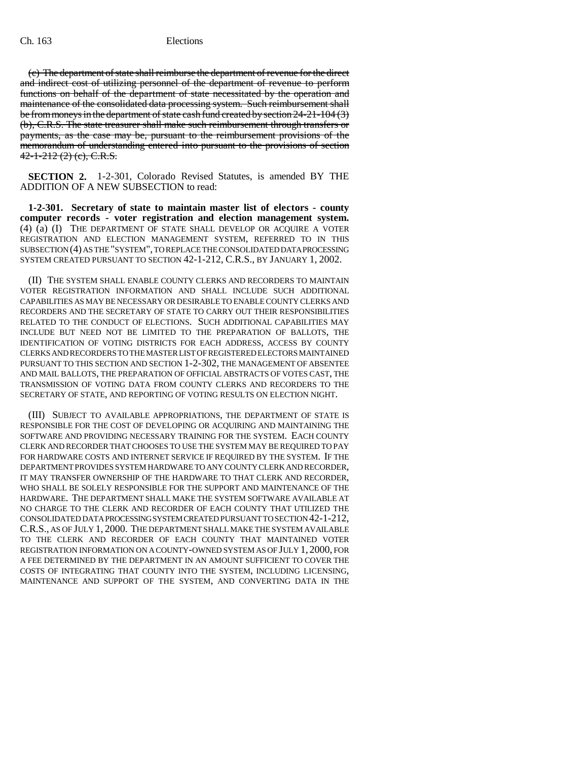(c) The department of state shall reimburse the department of revenue for the direct and indirect cost of utilizing personnel of the department of revenue to perform functions on behalf of the department of state necessitated by the operation and maintenance of the consolidated data processing system. Such reimbursement shall be from moneys in the department of state cash fund created by section 24-21-104 (3) (b), C.R.S. The state treasurer shall make such reimbursement through transfers or payments, as the case may be, pursuant to the reimbursement provisions of the memorandum of understanding entered into pursuant to the provisions of section 42-1-212 (2) (c), C.R.S.

**SECTION 2.** 1-2-301, Colorado Revised Statutes, is amended BY THE ADDITION OF A NEW SUBSECTION to read:

**1-2-301. Secretary of state to maintain master list of electors - county computer records - voter registration and election management system.** (4) (a) (I) THE DEPARTMENT OF STATE SHALL DEVELOP OR ACQUIRE A VOTER REGISTRATION AND ELECTION MANAGEMENT SYSTEM, REFERRED TO IN THIS SUBSECTION (4) AS THE "SYSTEM", TO REPLACE THE CONSOLIDATED DATA PROCESSING SYSTEM CREATED PURSUANT TO SECTION 42-1-212, C.R.S., BY JANUARY 1, 2002.

(II) THE SYSTEM SHALL ENABLE COUNTY CLERKS AND RECORDERS TO MAINTAIN VOTER REGISTRATION INFORMATION AND SHALL INCLUDE SUCH ADDITIONAL CAPABILITIES AS MAY BE NECESSARY OR DESIRABLE TO ENABLE COUNTY CLERKS AND RECORDERS AND THE SECRETARY OF STATE TO CARRY OUT THEIR RESPONSIBILITIES RELATED TO THE CONDUCT OF ELECTIONS. SUCH ADDITIONAL CAPABILITIES MAY INCLUDE BUT NEED NOT BE LIMITED TO THE PREPARATION OF BALLOTS, THE IDENTIFICATION OF VOTING DISTRICTS FOR EACH ADDRESS, ACCESS BY COUNTY CLERKS AND RECORDERS TO THE MASTER LIST OF REGISTERED ELECTORS MAINTAINED PURSUANT TO THIS SECTION AND SECTION 1-2-302, THE MANAGEMENT OF ABSENTEE AND MAIL BALLOTS, THE PREPARATION OF OFFICIAL ABSTRACTS OF VOTES CAST, THE TRANSMISSION OF VOTING DATA FROM COUNTY CLERKS AND RECORDERS TO THE SECRETARY OF STATE, AND REPORTING OF VOTING RESULTS ON ELECTION NIGHT.

(III) SUBJECT TO AVAILABLE APPROPRIATIONS, THE DEPARTMENT OF STATE IS RESPONSIBLE FOR THE COST OF DEVELOPING OR ACQUIRING AND MAINTAINING THE SOFTWARE AND PROVIDING NECESSARY TRAINING FOR THE SYSTEM. EACH COUNTY CLERK AND RECORDER THAT CHOOSES TO USE THE SYSTEM MAY BE REQUIRED TO PAY FOR HARDWARE COSTS AND INTERNET SERVICE IF REQUIRED BY THE SYSTEM. IF THE DEPARTMENT PROVIDES SYSTEM HARDWARE TO ANY COUNTY CLERK AND RECORDER, IT MAY TRANSFER OWNERSHIP OF THE HARDWARE TO THAT CLERK AND RECORDER, WHO SHALL BE SOLELY RESPONSIBLE FOR THE SUPPORT AND MAINTENANCE OF THE HARDWARE. THE DEPARTMENT SHALL MAKE THE SYSTEM SOFTWARE AVAILABLE AT NO CHARGE TO THE CLERK AND RECORDER OF EACH COUNTY THAT UTILIZED THE CONSOLIDATED DATA PROCESSING SYSTEM CREATED PURSUANT TO SECTION 42-1-212, C.R.S., AS OF JULY 1, 2000. THE DEPARTMENT SHALL MAKE THE SYSTEM AVAILABLE TO THE CLERK AND RECORDER OF EACH COUNTY THAT MAINTAINED VOTER REGISTRATION INFORMATION ON A COUNTY-OWNED SYSTEM AS OF JULY 1, 2000, FOR A FEE DETERMINED BY THE DEPARTMENT IN AN AMOUNT SUFFICIENT TO COVER THE COSTS OF INTEGRATING THAT COUNTY INTO THE SYSTEM, INCLUDING LICENSING, MAINTENANCE AND SUPPORT OF THE SYSTEM, AND CONVERTING DATA IN THE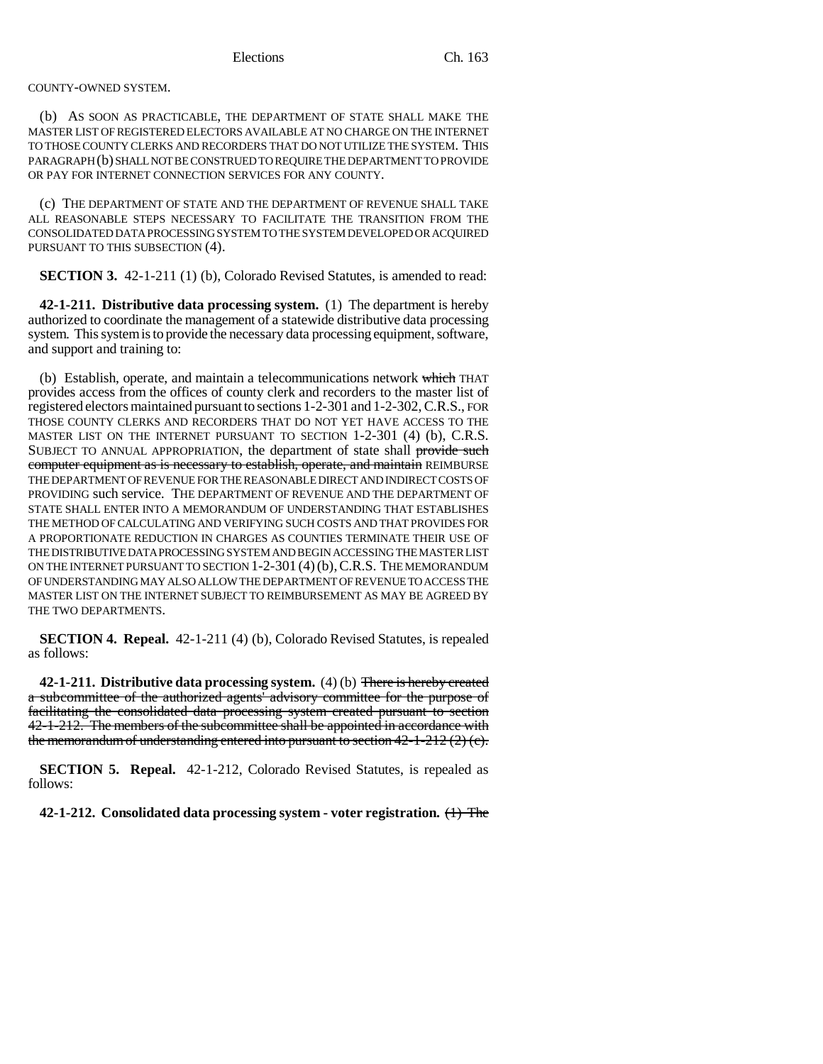COUNTY-OWNED SYSTEM.

(b) AS SOON AS PRACTICABLE, THE DEPARTMENT OF STATE SHALL MAKE THE MASTER LIST OF REGISTERED ELECTORS AVAILABLE AT NO CHARGE ON THE INTERNET TO THOSE COUNTY CLERKS AND RECORDERS THAT DO NOT UTILIZE THE SYSTEM. THIS PARAGRAPH (b) SHALL NOT BE CONSTRUED TO REQUIRE THE DEPARTMENT TO PROVIDE OR PAY FOR INTERNET CONNECTION SERVICES FOR ANY COUNTY.

(c) THE DEPARTMENT OF STATE AND THE DEPARTMENT OF REVENUE SHALL TAKE ALL REASONABLE STEPS NECESSARY TO FACILITATE THE TRANSITION FROM THE CONSOLIDATED DATA PROCESSING SYSTEM TO THE SYSTEM DEVELOPED OR ACQUIRED PURSUANT TO THIS SUBSECTION (4).

**SECTION 3.** 42-1-211 (1) (b), Colorado Revised Statutes, is amended to read:

**42-1-211. Distributive data processing system.** (1) The department is hereby authorized to coordinate the management of a statewide distributive data processing system. This system is to provide the necessary data processing equipment, software, and support and training to:

(b) Establish, operate, and maintain a telecommunications network ~~which~~ THAT provides access from the offices of county clerk and recorders to the master list of registered electors maintained pursuant to sections 1-2-301 and 1-2-302, C.R.S., FOR THOSE COUNTY CLERKS AND RECORDERS THAT DO NOT YET HAVE ACCESS TO THE MASTER LIST ON THE INTERNET PURSUANT TO SECTION 1-2-301 (4) (b), C.R.S. SUBJECT TO ANNUAL APPROPRIATION, the department of state shall ~~provide such computer equipment as is necessary to establish, operate, and maintain~~ REIMBURSE THE DEPARTMENT OF REVENUE FOR THE REASONABLE DIRECT AND INDIRECT COSTS OF PROVIDING such service. THE DEPARTMENT OF REVENUE AND THE DEPARTMENT OF STATE SHALL ENTER INTO A MEMORANDUM OF UNDERSTANDING THAT ESTABLISHES THE METHOD OF CALCULATING AND VERIFYING SUCH COSTS AND THAT PROVIDES FOR A PROPORTIONATE REDUCTION IN CHARGES AS COUNTIES TERMINATE THEIR USE OF THE DISTRIBUTIVE DATA PROCESSING SYSTEM AND BEGIN ACCESSING THE MASTER LIST ON THE INTERNET PURSUANT TO SECTION 1-2-301 (4) (b), C.R.S. THE MEMORANDUM OF UNDERSTANDING MAY ALSO ALLOW THE DEPARTMENT OF REVENUE TO ACCESS THE MASTER LIST ON THE INTERNET SUBJECT TO REIMBURSEMENT AS MAY BE AGREED BY THE TWO DEPARTMENTS.

**SECTION 4. Repeal.** 42-1-211 (4) (b), Colorado Revised Statutes, is repealed as follows:

**42-1-211. Distributive data processing system.** (4) (b) ~~There is hereby created a subcommittee of the authorized agents' advisory committee for the purpose of facilitating the consolidated data processing system created pursuant to section 42-1-212. The members of the subcommittee shall be appointed in accordance with the memorandum of understanding entered into pursuant to section 42-1-212 (2) (c).~~

**SECTION 5. Repeal.** 42-1-212, Colorado Revised Statutes, is repealed as follows:

**42-1-212. Consolidated data processing system - voter registration.** ~~(1) The~~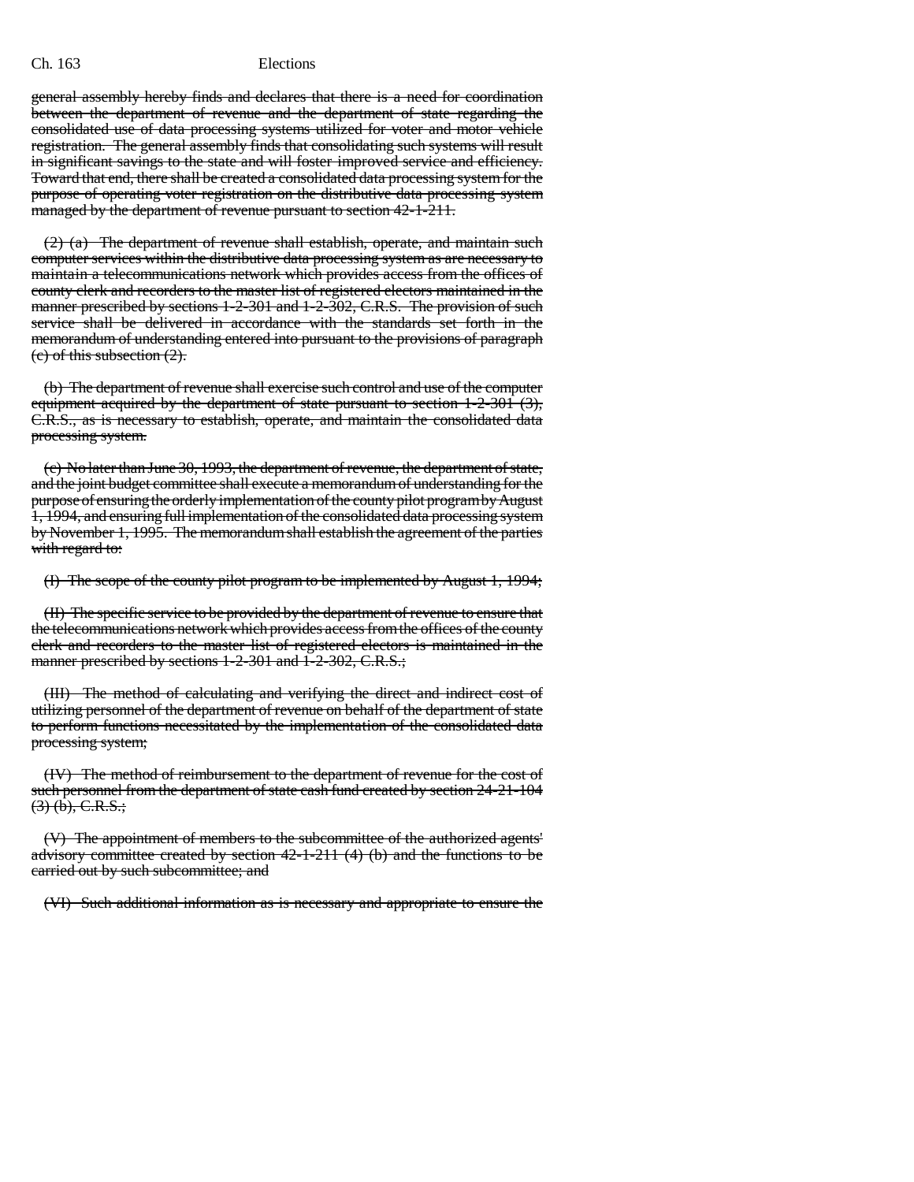general assembly hereby finds and declares that there is a need for coordination between the department of revenue and the department of state regarding the consolidated use of data processing systems utilized for voter and motor vehicle registration. The general assembly finds that consolidating such systems will result in significant savings to the state and will foster improved service and efficiency. Toward that end, there shall be created a consolidated data processing system for the purpose of operating voter registration on the distributive data processing system managed by the department of revenue pursuant to section 42-1-211.

(2) (a) The department of revenue shall establish, operate, and maintain such computer services within the distributive data processing system as are necessary to maintain a telecommunications network which provides access from the offices of county clerk and recorders to the master list of registered electors maintained in the manner prescribed by sections 1-2-301 and 1-2-302, C.R.S. The provision of such service shall be delivered in accordance with the standards set forth in the memorandum of understanding entered into pursuant to the provisions of paragraph (c) of this subsection (2).

(b) The department of revenue shall exercise such control and use of the computer equipment acquired by the department of state pursuant to section 1-2-301 (3), C.R.S., as is necessary to establish, operate, and maintain the consolidated data processing system.

(c) No later than June 30, 1993, the department of revenue, the department of state, and the joint budget committee shall execute a memorandum of understanding for the purpose of ensuring the orderly implementation of the county pilot program by August 1, 1994, and ensuring full implementation of the consolidated data processing system by November 1, 1995. The memorandum shall establish the agreement of the parties with regard to:

(I) The scope of the county pilot program to be implemented by August 1, 1994;

(II) The specific service to be provided by the department of revenue to ensure that the telecommunications network which provides access from the offices of the county clerk and recorders to the master list of registered electors is maintained in the manner prescribed by sections 1-2-301 and 1-2-302, C.R.S.;

(III) The method of calculating and verifying the direct and indirect cost of utilizing personnel of the department of revenue on behalf of the department of state to perform functions necessitated by the implementation of the consolidated data processing system;

(IV) The method of reimbursement to the department of revenue for the cost of such personnel from the department of state cash fund created by section 24-21-104 (3) (b), C.R.S.;

(V) The appointment of members to the subcommittee of the authorized agents' advisory committee created by section 42-1-211 (4) (b) and the functions to be carried out by such subcommittee; and

(VI) Such additional information as is necessary and appropriate to ensure the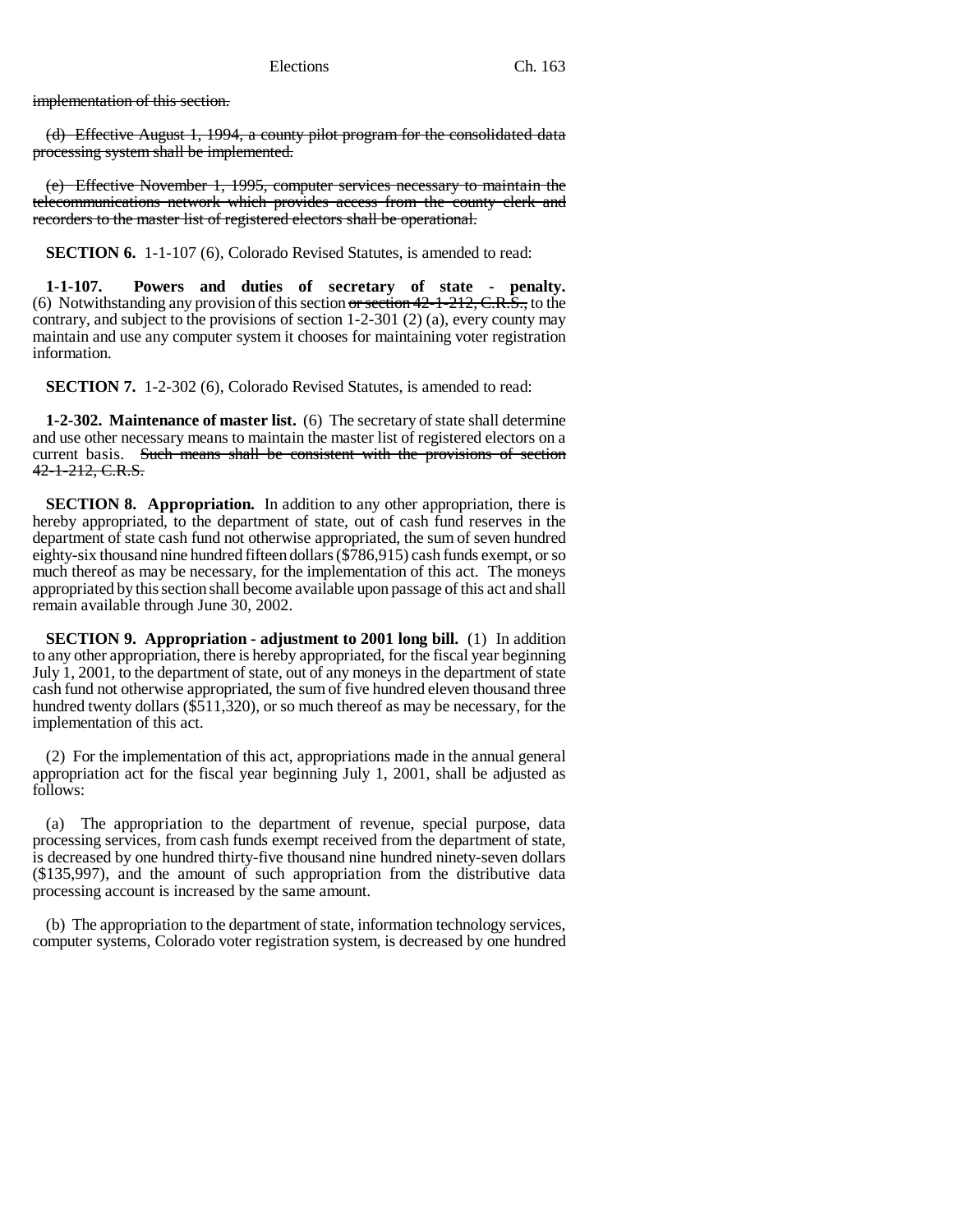implementation of this section.

(d) Effective August 1, 1994, a county pilot program for the consolidated data processing system shall be implemented.

(e) Effective November 1, 1995, computer services necessary to maintain the telecommunications network which provides access from the county clerk and recorders to the master list of registered electors shall be operational.

**SECTION 6.** 1-1-107 (6), Colorado Revised Statutes, is amended to read:

**1-1-107. Powers and duties of secretary of state - penalty.** (6) Notwithstanding any provision of this section or section 42-1-212, C.R.S., to the contrary, and subject to the provisions of section 1-2-301 (2) (a), every county may maintain and use any computer system it chooses for maintaining voter registration information.

**SECTION 7.** 1-2-302 (6), Colorado Revised Statutes, is amended to read:

**1-2-302. Maintenance of master list.** (6) The secretary of state shall determine and use other necessary means to maintain the master list of registered electors on a current basis. Such means shall be consistent with the provisions of section 42-1-212, C.R.S.

**SECTION 8. Appropriation.** In addition to any other appropriation, there is hereby appropriated, to the department of state, out of cash fund reserves in the department of state cash fund not otherwise appropriated, the sum of seven hundred eighty-six thousand nine hundred fifteen dollars ($786,915) cash funds exempt, or so much thereof as may be necessary, for the implementation of this act. The moneys appropriated by this section shall become available upon passage of this act and shall remain available through June 30, 2002.

**SECTION 9. Appropriation - adjustment to 2001 long bill.** (1) In addition to any other appropriation, there is hereby appropriated, for the fiscal year beginning July 1, 2001, to the department of state, out of any moneys in the department of state cash fund not otherwise appropriated, the sum of five hundred eleven thousand three hundred twenty dollars ($511,320), or so much thereof as may be necessary, for the implementation of this act.

(2) For the implementation of this act, appropriations made in the annual general appropriation act for the fiscal year beginning July 1, 2001, shall be adjusted as follows:

(a) The appropriation to the department of revenue, special purpose, data processing services, from cash funds exempt received from the department of state, is decreased by one hundred thirty-five thousand nine hundred ninety-seven dollars ($135,997), and the amount of such appropriation from the distributive data processing account is increased by the same amount.

(b) The appropriation to the department of state, information technology services, computer systems, Colorado voter registration system, is decreased by one hundred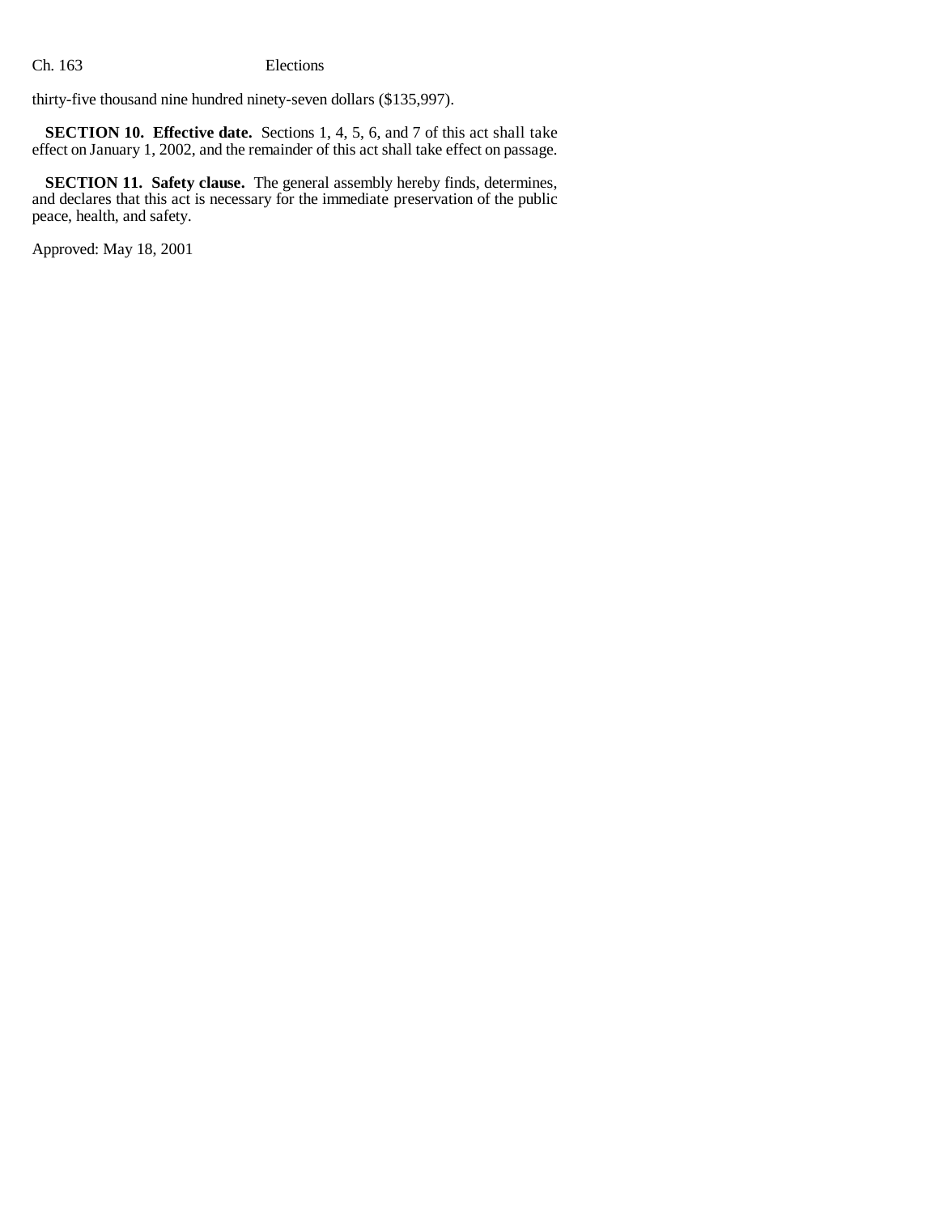thirty-five thousand nine hundred ninety-seven dollars ($135,997).

**SECTION 10. Effective date.** Sections 1, 4, 5, 6, and 7 of this act shall take effect on January 1, 2002, and the remainder of this act shall take effect on passage.

**SECTION 11. Safety clause.** The general assembly hereby finds, determines, and declares that this act is necessary for the immediate preservation of the public peace, health, and safety.

Approved: May 18, 2001